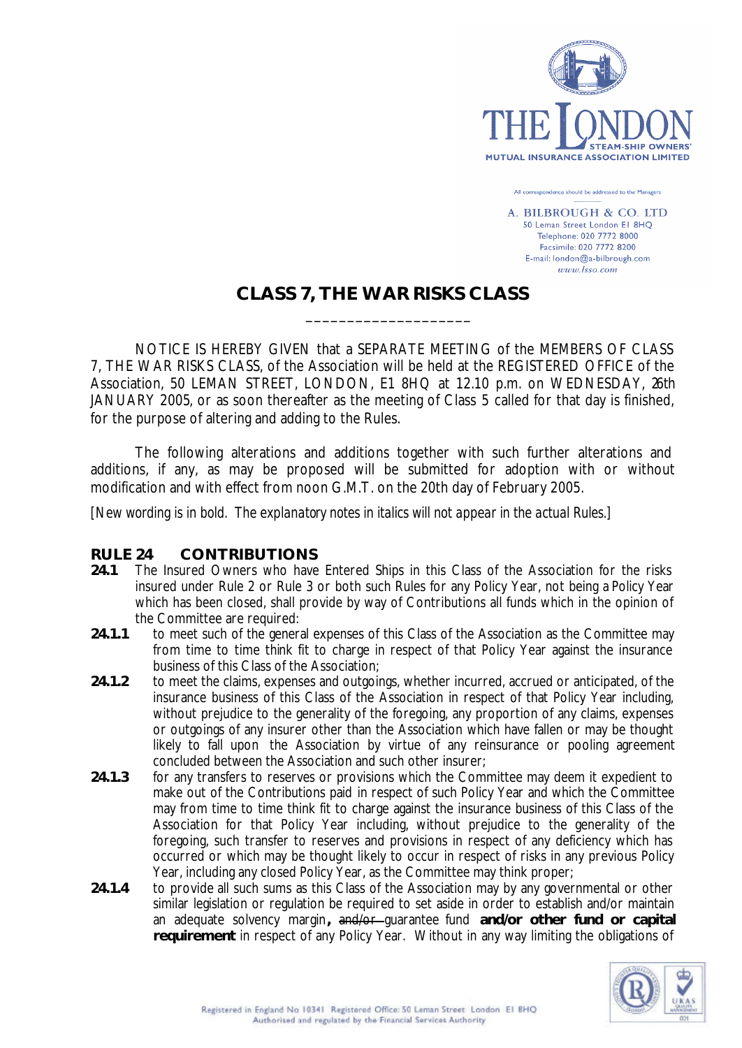THE LONDON STEAM-SHIP OWNERS' MUTUAL INSURANCE ASSOCIATION LIMITED

All correspondence should be addressed to the Managers

A. BILBROUGH & CO. LTD
50 Leman Street London E1 8HQ
Telephone: 020 7772 8000
Facsimile: 020 7772 8200
E-mail: london@a-bilbrough.com
*www.lsso.com*

# CLASS 7, THE WAR RISKS CLASS

____________________

NOTICE IS HEREBY GIVEN that a SEPARATE MEETING of the MEMBERS OF CLASS 7, THE WAR RISKS CLASS, of the Association will be held at the REGISTERED OFFICE of the Association, 50 LEMAN STREET, LONDON, E1 8HQ at 12.10 p.m. on WEDNESDAY, 26th JANUARY 2005, or as soon thereafter as the meeting of Class 5 called for that day is finished, for the purpose of altering and adding to the Rules.

The following alterations and additions together with such further alterations and additions, if any, as may be proposed will be submitted for adoption with or without modification and with effect from noon G.M.T. on the 20th day of February 2005.

[New wording is in bold. *The explanatory notes in italics will not appear in the actual Rules.*]

## RULE 24 CONTRIBUTIONS

**24.1** The Insured Owners who have Entered Ships in this Class of the Association for the risks insured under Rule 2 or Rule 3 or both such Rules for any Policy Year, not being a Policy Year which has been closed, shall provide by way of Contributions all funds which in the opinion of the Committee are required:

**24.1.1** to meet such of the general expenses of this Class of the Association as the Committee may from time to time think fit to charge in respect of that Policy Year against the insurance business of this Class of the Association;

**24.1.2** to meet the claims, expenses and outgoings, whether incurred, accrued or anticipated, of the insurance business of this Class of the Association in respect of that Policy Year including, without prejudice to the generality of the foregoing, any proportion of any claims, expenses or outgoings of any insurer other than the Association which have fallen or may be thought likely to fall upon the Association by virtue of any reinsurance or pooling agreement concluded between the Association and such other insurer;

**24.1.3** for any transfers to reserves or provisions which the Committee may deem it expedient to make out of the Contributions paid in respect of such Policy Year and which the Committee may from time to time think fit to charge against the insurance business of this Class of the Association for that Policy Year including, without prejudice to the generality of the foregoing, such transfer to reserves and provisions in respect of any deficiency which has occurred or which may be thought likely to occur in respect of risks in any previous Policy Year, including any closed Policy Year, as the Committee may think proper;

**24.1.4** to provide all such sums as this Class of the Association may by any governmental or other similar legislation or regulation be required to set aside in order to establish and/or maintain an adequate solvency margin**,** ~~and/or~~ guarantee fund **and/or other fund or capital requirement** in respect of any Policy Year. Without in any way limiting the obligations of

Registered in England No 10341 Registered Office: 50 Leman Street London E1 8HQ
Authorised and regulated by the Financial Services Authority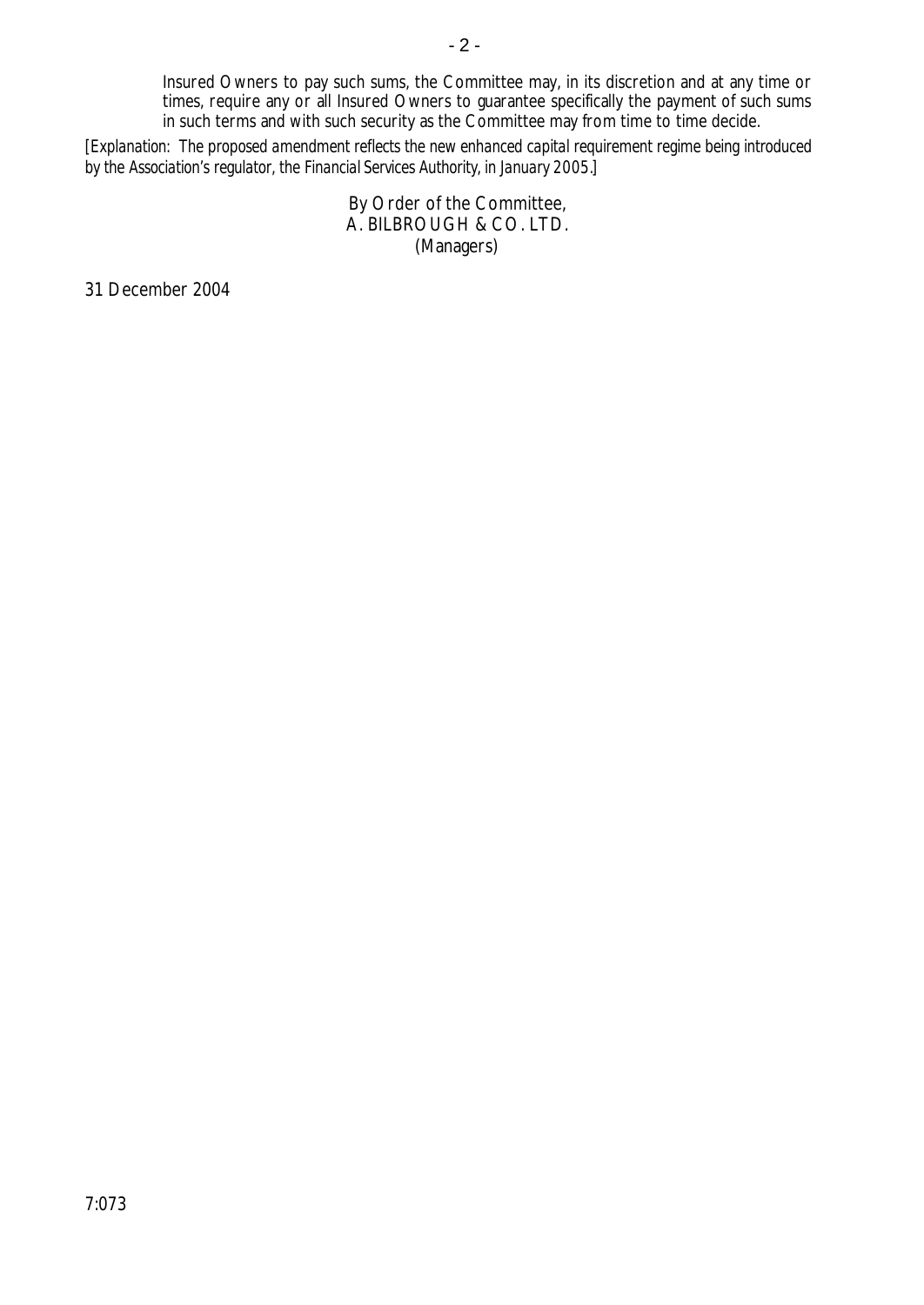Insured Owners to pay such sums, the Committee may, in its discretion and at any time or times, require any or all Insured Owners to guarantee specifically the payment of such sums in such terms and with such security as the Committee may from time to time decide.

*[Explanation: The proposed amendment reflects the new enhanced capital requirement regime being introduced by the Association's regulator, the Financial Services Authority, in January 2005.]*

By Order of the Committee,
A. BILBROUGH & CO. LTD.
(Managers)

31 December 2004

7:073